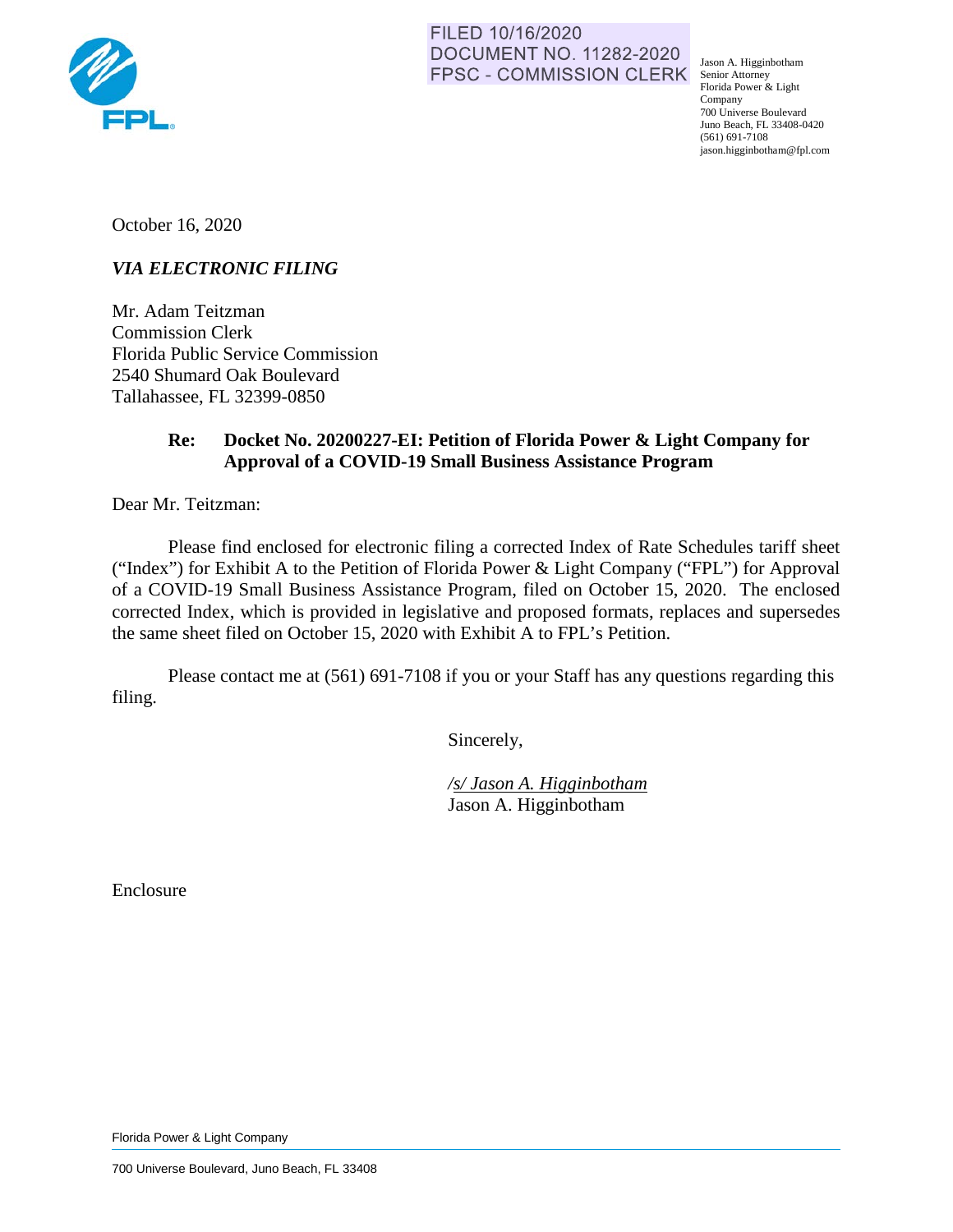FILED 10/16/2020
DOCUMENT NO. 11282-2020
FPSC - COMMISSION CLERK

Jason A. Higginbotham
Senior Attorney
Florida Power & Light Company
700 Universe Boulevard
Juno Beach, FL 33408-0420
(561) 691-7108
jason.higginbotham@fpl.com

October 16, 2020

*VIA ELECTRONIC FILING*

Mr. Adam Teitzman
Commission Clerk
Florida Public Service Commission
2540 Shumard Oak Boulevard
Tallahassee, FL 32399-0850

**Re: Docket No. 20200227-EI: Petition of Florida Power & Light Company for Approval of a COVID-19 Small Business Assistance Program**

Dear Mr. Teitzman:

Please find enclosed for electronic filing a corrected Index of Rate Schedules tariff sheet ("Index") for Exhibit A to the Petition of Florida Power & Light Company ("FPL") for Approval of a COVID-19 Small Business Assistance Program, filed on October 15, 2020. The enclosed corrected Index, which is provided in legislative and proposed formats, replaces and supersedes the same sheet filed on October 15, 2020 with Exhibit A to FPL's Petition.

Please contact me at (561) 691-7108 if you or your Staff has any questions regarding this filing.

Sincerely,

*/s/ Jason A. Higginbotham*
Jason A. Higginbotham

Enclosure

Florida Power & Light Company

700 Universe Boulevard, Juno Beach, FL 33408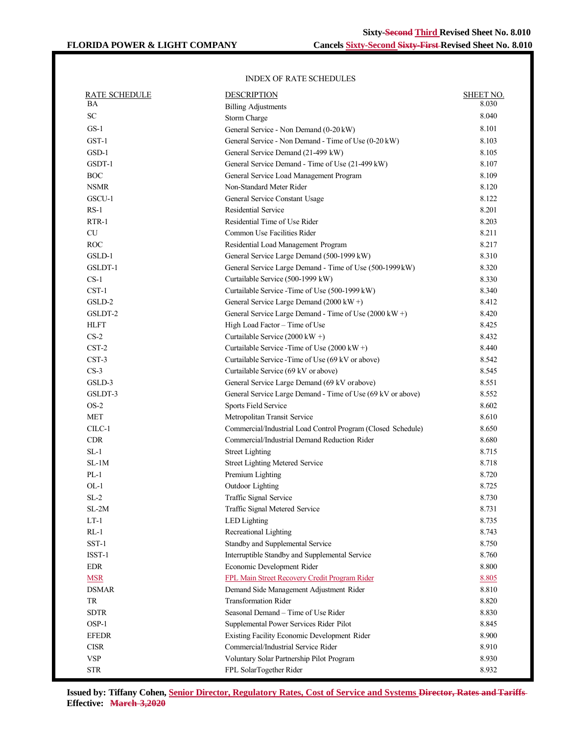Sixty-~~Second~~ Third Revised Sheet No. 8.010

**FLORIDA POWER & LIGHT COMPANY** Cancels Sixty-Second ~~Sixty-First~~ Revised Sheet No. 8.010

INDEX OF RATE SCHEDULES

| RATE SCHEDULE | DESCRIPTION | SHEET NO. |
|---|---|---|
| BA | Billing Adjustments | 8.030 |
| SC | Storm Charge | 8.040 |
| GS-1 | General Service - Non Demand (0-20 kW) | 8.101 |
| GST-1 | General Service - Non Demand - Time of Use (0-20 kW) | 8.103 |
| GSD-1 | General Service Demand (21-499 kW) | 8.105 |
| GSDT-1 | General Service Demand - Time of Use (21-499 kW) | 8.107 |
| BOC | General Service Load Management Program | 8.109 |
| NSMR | Non-Standard Meter Rider | 8.120 |
| GSCU-1 | General Service Constant Usage | 8.122 |
| RS-1 | Residential Service | 8.201 |
| RTR-1 | Residential Time of Use Rider | 8.203 |
| CU | Common Use Facilities Rider | 8.211 |
| ROC | Residential Load Management Program | 8.217 |
| GSLD-1 | General Service Large Demand (500-1999 kW) | 8.310 |
| GSLDT-1 | General Service Large Demand - Time of Use (500-1999 kW) | 8.320 |
| CS-1 | Curtailable Service (500-1999 kW) | 8.330 |
| CST-1 | Curtailable Service -Time of Use (500-1999 kW) | 8.340 |
| GSLD-2 | General Service Large Demand (2000 kW +) | 8.412 |
| GSLDT-2 | General Service Large Demand - Time of Use (2000 kW +) | 8.420 |
| HLFT | High Load Factor – Time of Use | 8.425 |
| CS-2 | Curtailable Service (2000 kW +) | 8.432 |
| CST-2 | Curtailable Service -Time of Use (2000 kW +) | 8.440 |
| CST-3 | Curtailable Service -Time of Use (69 kV or above) | 8.542 |
| CS-3 | Curtailable Service (69 kV or above) | 8.545 |
| GSLD-3 | General Service Large Demand (69 kV or above) | 8.551 |
| GSLDT-3 | General Service Large Demand - Time of Use (69 kV or above) | 8.552 |
| OS-2 | Sports Field Service | 8.602 |
| MET | Metropolitan Transit Service | 8.610 |
| CILC-1 | Commercial/Industrial Load Control Program (Closed Schedule) | 8.650 |
| CDR | Commercial/Industrial Demand Reduction Rider | 8.680 |
| SL-1 | Street Lighting | 8.715 |
| SL-1M | Street Lighting Metered Service | 8.718 |
| PL-1 | Premium Lighting | 8.720 |
| OL-1 | Outdoor Lighting | 8.725 |
| SL-2 | Traffic Signal Service | 8.730 |
| SL-2M | Traffic Signal Metered Service | 8.731 |
| LT-1 | LED Lighting | 8.735 |
| RL-1 | Recreational Lighting | 8.743 |
| SST-1 | Standby and Supplemental Service | 8.750 |
| ISST-1 | Interruptible Standby and Supplemental Service | 8.760 |
| EDR | Economic Development Rider | 8.800 |
| MSR | FPL Main Street Recovery Credit Program Rider | 8.805 |
| DSMAR | Demand Side Management Adjustment Rider | 8.810 |
| TR | Transformation Rider | 8.820 |
| SDTR | Seasonal Demand – Time of Use Rider | 8.830 |
| OSP-1 | Supplemental Power Services Rider Pilot | 8.845 |
| EFEDR | Existing Facility Economic Development Rider | 8.900 |
| CISR | Commercial/Industrial Service Rider | 8.910 |
| VSP | Voluntary Solar Partnership Pilot Program | 8.930 |
| STR | FPL SolarTogether Rider | 8.932 |

**Issued by: Tiffany Cohen, Senior Director, Regulatory Rates, Cost of Service and Systems ~~Director, Rates and Tariffs~~**
**Effective: ~~March 3,2020~~**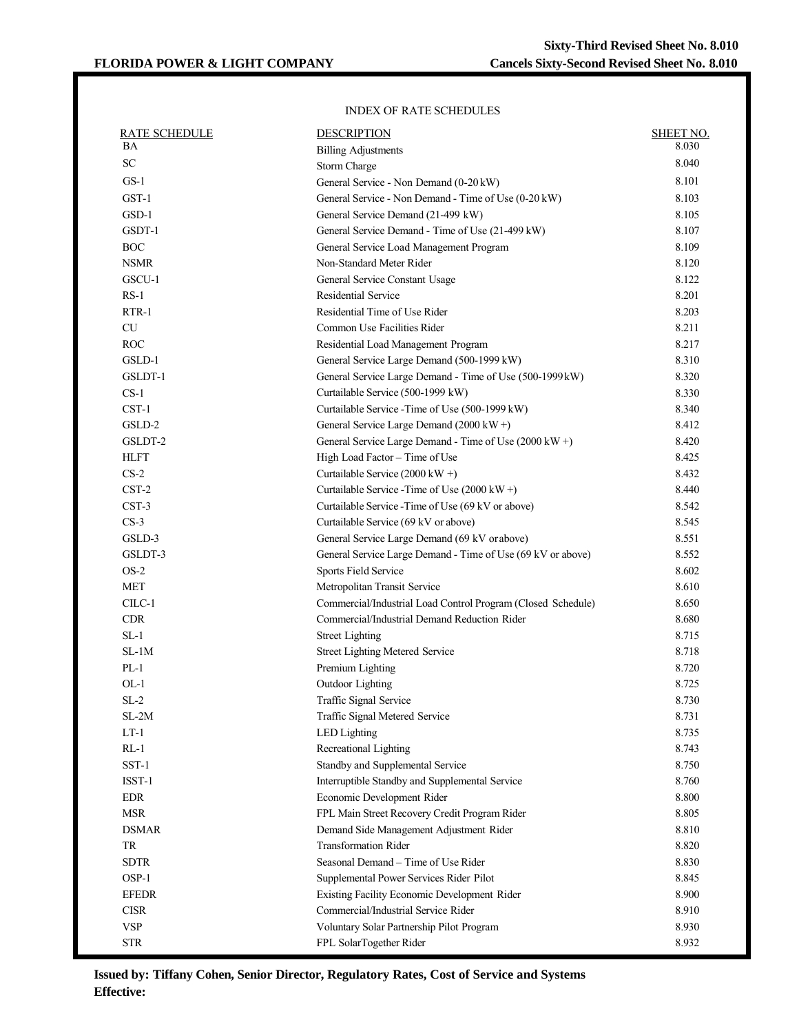**FLORIDA POWER & LIGHT COMPANY**

**Sixty-Third Revised Sheet No. 8.010**
**Cancels Sixty-Second Revised Sheet No. 8.010**

INDEX OF RATE SCHEDULES

| RATE SCHEDULE | DESCRIPTION | SHEET NO. |
|---|---|---|
| BA | Billing Adjustments | 8.030 |
| SC | Storm Charge | 8.040 |
| GS-1 | General Service - Non Demand (0-20 kW) | 8.101 |
| GST-1 | General Service - Non Demand - Time of Use (0-20 kW) | 8.103 |
| GSD-1 | General Service Demand (21-499 kW) | 8.105 |
| GSDT-1 | General Service Demand - Time of Use (21-499 kW) | 8.107 |
| BOC | General Service Load Management Program | 8.109 |
| NSMR | Non-Standard Meter Rider | 8.120 |
| GSCU-1 | General Service Constant Usage | 8.122 |
| RS-1 | Residential Service | 8.201 |
| RTR-1 | Residential Time of Use Rider | 8.203 |
| CU | Common Use Facilities Rider | 8.211 |
| ROC | Residential Load Management Program | 8.217 |
| GSLD-1 | General Service Large Demand (500-1999 kW) | 8.310 |
| GSLDT-1 | General Service Large Demand - Time of Use (500-1999 kW) | 8.320 |
| CS-1 | Curtailable Service (500-1999 kW) | 8.330 |
| CST-1 | Curtailable Service -Time of Use (500-1999 kW) | 8.340 |
| GSLD-2 | General Service Large Demand (2000 kW +) | 8.412 |
| GSLDT-2 | General Service Large Demand - Time of Use (2000 kW +) | 8.420 |
| HLFT | High Load Factor – Time of Use | 8.425 |
| CS-2 | Curtailable Service (2000 kW +) | 8.432 |
| CST-2 | Curtailable Service -Time of Use (2000 kW +) | 8.440 |
| CST-3 | Curtailable Service -Time of Use (69 kV or above) | 8.542 |
| CS-3 | Curtailable Service (69 kV or above) | 8.545 |
| GSLD-3 | General Service Large Demand (69 kV or above) | 8.551 |
| GSLDT-3 | General Service Large Demand - Time of Use (69 kV or above) | 8.552 |
| OS-2 | Sports Field Service | 8.602 |
| MET | Metropolitan Transit Service | 8.610 |
| CILC-1 | Commercial/Industrial Load Control Program (Closed Schedule) | 8.650 |
| CDR | Commercial/Industrial Demand Reduction Rider | 8.680 |
| SL-1 | Street Lighting | 8.715 |
| SL-1M | Street Lighting Metered Service | 8.718 |
| PL-1 | Premium Lighting | 8.720 |
| OL-1 | Outdoor Lighting | 8.725 |
| SL-2 | Traffic Signal Service | 8.730 |
| SL-2M | Traffic Signal Metered Service | 8.731 |
| LT-1 | LED Lighting | 8.735 |
| RL-1 | Recreational Lighting | 8.743 |
| SST-1 | Standby and Supplemental Service | 8.750 |
| ISST-1 | Interruptible Standby and Supplemental Service | 8.760 |
| EDR | Economic Development Rider | 8.800 |
| MSR | FPL Main Street Recovery Credit Program Rider | 8.805 |
| DSMAR | Demand Side Management Adjustment Rider | 8.810 |
| TR | Transformation Rider | 8.820 |
| SDTR | Seasonal Demand – Time of Use Rider | 8.830 |
| OSP-1 | Supplemental Power Services Rider Pilot | 8.845 |
| EFEDR | Existing Facility Economic Development Rider | 8.900 |
| CISR | Commercial/Industrial Service Rider | 8.910 |
| VSP | Voluntary Solar Partnership Pilot Program | 8.930 |
| STR | FPL SolarTogether Rider | 8.932 |

**Issued by: Tiffany Cohen, Senior Director, Regulatory Rates, Cost of Service and Systems**
**Effective:**